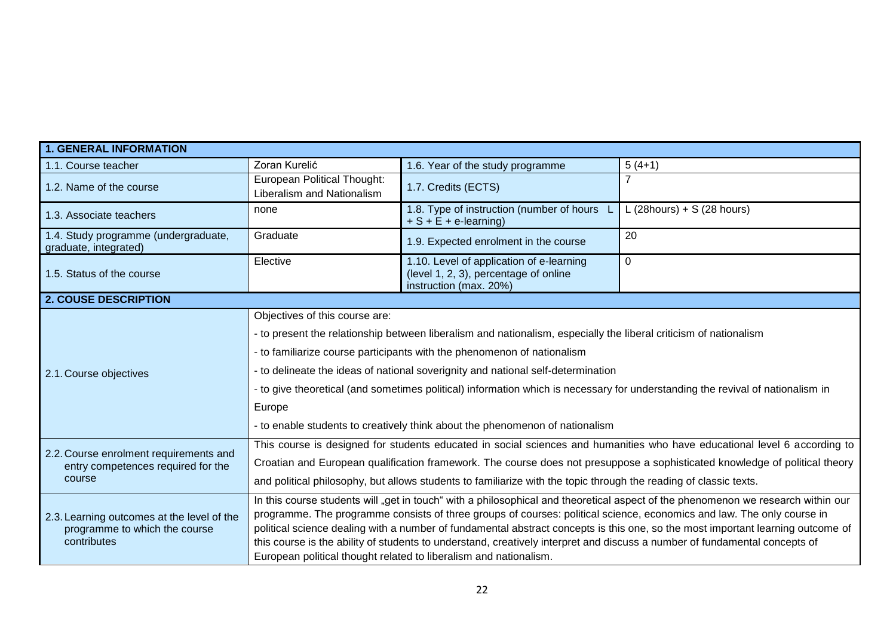| **1. GENERAL INFORMATION** | | | |
| --- | --- | --- | --- |
| 1.1. Course teacher | Zoran Kurelić | 1.6. Year of the study programme | 5 (4+1) |
| 1.2. Name of the course | European Political Thought: Liberalism and Nationalism | 1.7. Credits (ECTS) | 7 |
| 1.3. Associate teachers | none | 1.8. Type of instruction (number of hours L + S + E + e-learning) | L (28hours) + S (28 hours) |
| 1.4. Study programme (undergraduate, graduate, integrated) | Graduate | 1.9. Expected enrolment in the course | 20 |
| 1.5. Status of the course | Elective | 1.10. Level of application of e-learning (level 1, 2, 3), percentage of online instruction (max. 20%) | 0 |
| **2. COUSE DESCRIPTION** | | | |
| 2.1. Course objectives | Objectives of this course are:<br>- to present the relationship between liberalism and nationalism, especially the liberal criticism of nationalism<br>- to familiarize course participants with the phenomenon of nationalism<br>- to delineate the ideas of national soverignity and national self-determination<br>- to give theoretical (and sometimes political) information which is necessary for understanding the revival of nationalism in Europe<br>- to enable students to creatively think about the phenomenon of nationalism | | |
| 2.2. Course enrolment requirements and entry competences required for the course | This course is designed for students educated in social sciences and humanities who have educational level 6 according to Croatian and European qualification framework. The course does not presuppose a sophisticated knowledge of political theory and political philosophy, but allows students to familiarize with the topic through the reading of classic texts. | | |
| 2.3. Learning outcomes at the level of the programme to which the course contributes | In this course students will „get in touch“ with a philosophical and theoretical aspect of the phenomenon we research within our programme. The programme consists of three groups of courses: political science, economics and law. The only course in political science dealing with a number of fundamental abstract concepts is this one, so the most important learning outcome of this course is the ability of students to understand, creatively interpret and discuss a number of fundamental concepts of European political thought related to liberalism and nationalism. | | |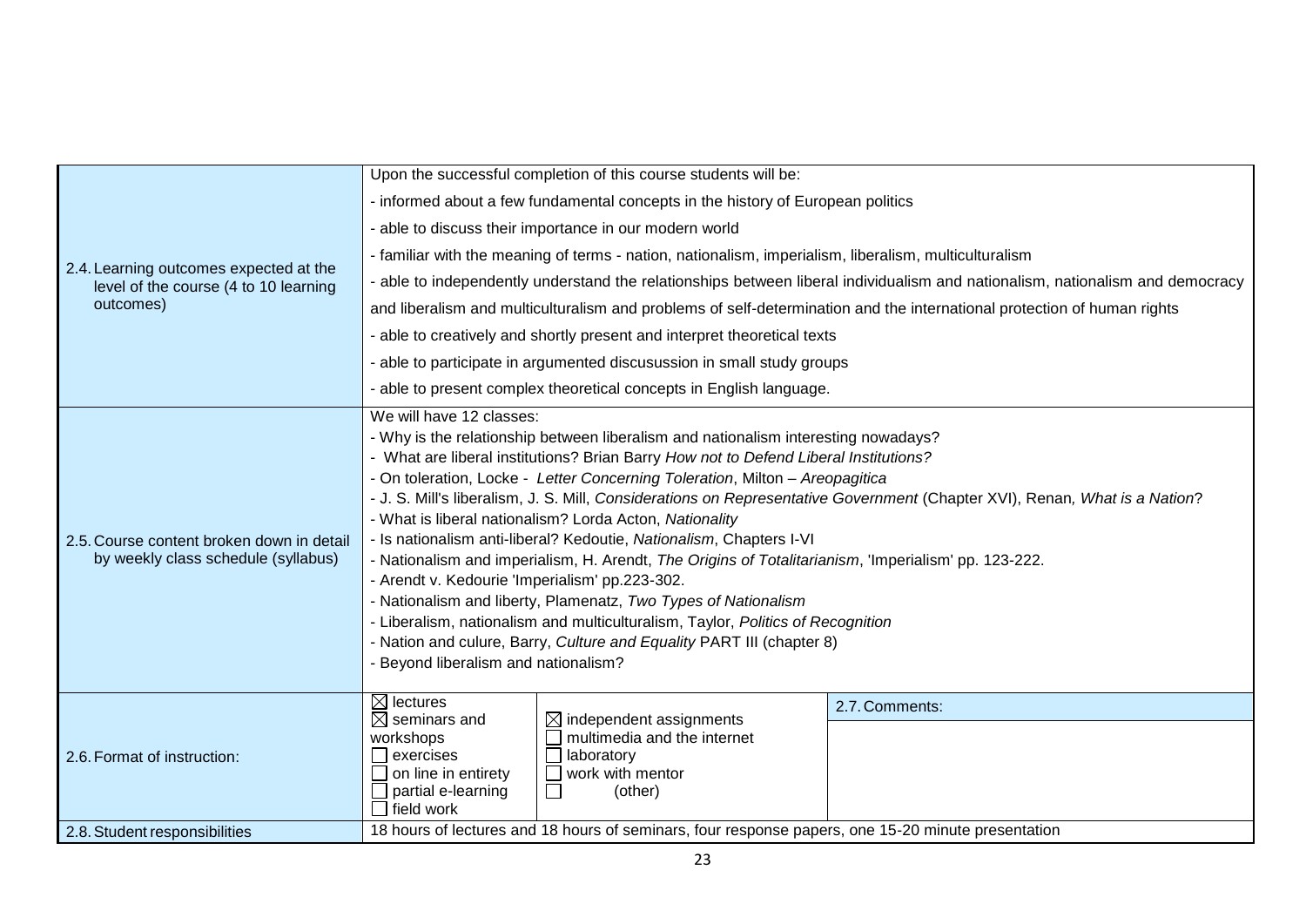| | |
|---|---|
| 2.4. Learning outcomes expected at the level of the course (4 to 10 learning outcomes) | Upon the successful completion of this course students will be:<br>- informed about a few fundamental concepts in the history of European politics<br>- able to discuss their importance in our modern world<br>- familiar with the meaning of terms - nation, nationalism, imperialism, liberalism, multiculturalism<br>- able to independently understand the relationships between liberal individualism and nationalism, nationalism and democracy and liberalism and multiculturalism and problems of self-determination and the international protection of human rights<br>- able to creatively and shortly present and interpret theoretical texts<br>- able to participate in argumented discusussion in small study groups<br>- able to present complex theoretical concepts in English language. |
| 2.5. Course content broken down in detail by weekly class schedule (syllabus) | We will have 12 classes:<br>- Why is the relationship between liberalism and nationalism interesting nowadays?<br>- What are liberal institutions? Brian Barry *How not to Defend Liberal Institutions?*<br>- On toleration, Locke - *Letter Concerning Toleration*, Milton – *Areopagitica*<br>- J. S. Mill's liberalism, J. S. Mill, *Considerations on Representative Government* (Chapter XVI), Renan*, What is a Nation*?<br>- What is liberal nationalism? Lorda Acton, *Nationality*<br>- Is nationalism anti-liberal? Kedoutie, *Nationalism*, Chapters I-VI<br>- Nationalism and imperialism, H. Arendt, *The Origins of Totalitarianism*, 'Imperialism' pp. 123-222.<br>- Arendt v. Kedourie 'Imperialism' pp.223-302.<br>- Nationalism and liberty, Plamenatz, *Two Types of Nationalism*<br>- Liberalism, nationalism and multiculturalism, Taylor, *Politics of Recognition*<br>- Nation and culure, Barry, *Culture and Equality* PART III (chapter 8)<br>- Beyond liberalism and nationalism? |
| 2.6. Format of instruction: | ☒ lectures<br>☒ seminars and workshops<br>☐ exercises<br>☐ on line in entirety<br>☐ partial e-learning<br>☐ field work<br><br>☒ independent assignments<br>☐ multimedia and the internet<br>☐ laboratory<br>☐ work with mentor<br>☐ (other)<br><br>2.7. Comments: |
| 2.8. Student responsibilities | 18 hours of lectures and 18 hours of seminars, four response papers, one 15-20 minute presentation |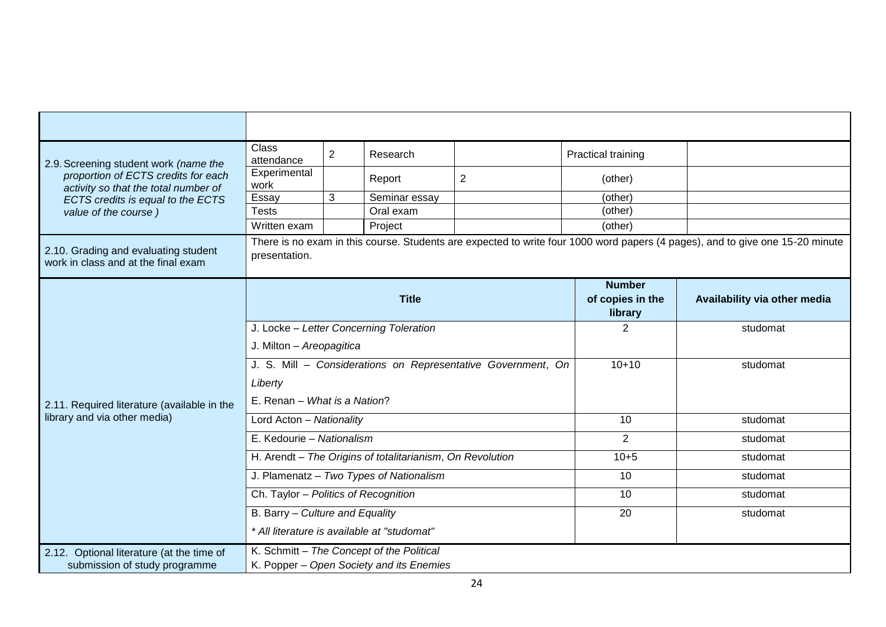| | | | | | | |
|---|---|---|---|---|---|---|
| | | | | | | |
| 2.9. Screening student work *(name the proportion of ECTS credits for each activity so that the total number of ECTS credits is equal to the ECTS value of the course )* | Class attendance | 2 | Research | | Practical training | |
| | Experimental work | | Report | 2 | (other) | |
| | Essay | 3 | Seminar essay | | (other) | |
| | Tests | | Oral exam | | (other) | |
| | Written exam | | Project | | (other) | |
| 2.10. Grading and evaluating student work in class and at the final exam | There is no exam in this course. Students are expected to write four 1000 word papers (4 pages), and to give one 15-20 minute presentation. | | | | | |

| | **Title** | **Number of copies in the library** | **Availability via other media** |
|---|---|---|---|
| 2.11. Required literature (available in the library and via other media) | J. Locke – *Letter Concerning Toleration* | 2 | studomat |
| | J. Milton – *Areopagitica* | | |
| | J. S. Mill – *Considerations on Representative Government*, *On Liberty* | 10+10 | studomat |
| | E. Renan – *What is a Nation*? | | |
| | Lord Acton – *Nationality* | 10 | studomat |
| | E. Kedourie – *Nationalism* | 2 | studomat |
| | H. Arendt – *The Origins of totalitarianism*, *On Revolution* | 10+5 | studomat |
| | J. Plamenatz – *Two Types of Nationalism* | 10 | studomat |
| | Ch. Taylor – *Politics of Recognition* | 10 | studomat |
| | B. Barry – *Culture and Equality* | 20 | studomat |
| | *\* All literature is available at "studomat"* | | |
| 2.12. Optional literature (at the time of submission of study programme | K. Schmitt – *The Concept of the Political*<br>K. Popper – *Open Society and its Enemies* | | |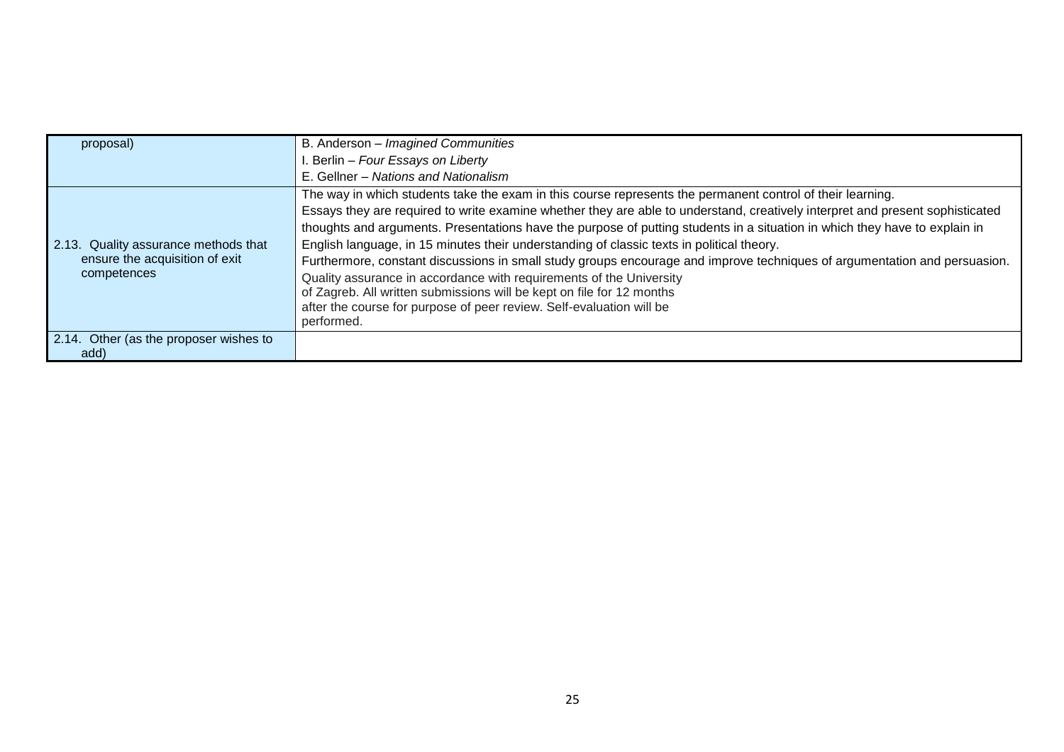| | |
|---|---|
| proposal) | B. Anderson – *Imagined Communities*<br>I. Berlin – *Four Essays on Liberty*<br>E. Gellner – *Nations and Nationalism* |
| 2.13. Quality assurance methods that ensure the acquisition of exit competences | The way in which students take the exam in this course represents the permanent control of their learning.<br>Essays they are required to write examine whether they are able to understand, creatively interpret and present sophisticated thoughts and arguments. Presentations have the purpose of putting students in a situation in which they have to explain in English language, in 15 minutes their understanding of classic texts in political theory.<br>Furthermore, constant discussions in small study groups encourage and improve techniques of argumentation and persuasion.<br>Quality assurance in accordance with requirements of the University of Zagreb. All written submissions will be kept on file for 12 months after the course for purpose of peer review. Self-evaluation will be performed. |
| 2.14. Other (as the proposer wishes to add) | |